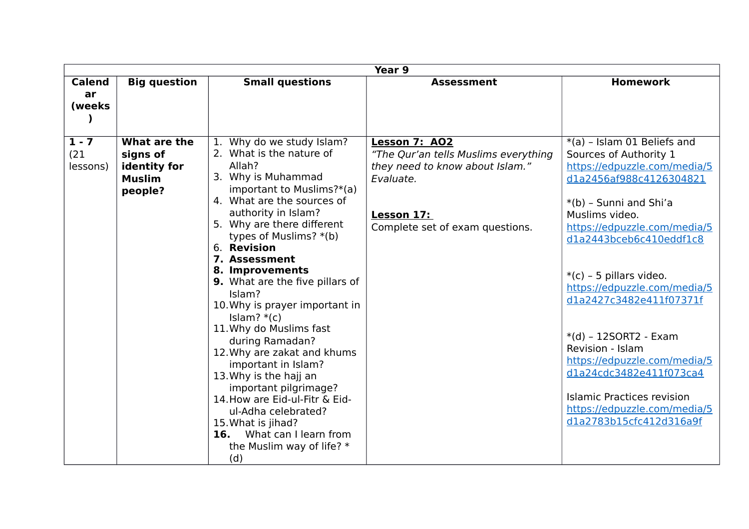| Year 9 | | | | |
|---|---|---|---|---|
| **Calendar (weeks)** | **Big question** | **Small questions** | **Assessment** | **Homework** |
| **1 - 7** (21 lessons) | **What are the signs of identity for Muslim people?** | 1. Why do we study Islam?<br>2. What is the nature of Allah?<br>3. Why is Muhammad important to Muslims?*(a)<br>4. What are the sources of authority in Islam?<br>5. Why are there different types of Muslims? *(b)<br>6. **Revision**<br>7. **Assessment**<br>8. **Improvements**<br>9. What are the five pillars of Islam?<br>10. Why is prayer important in Islam? *(c)<br>11. Why do Muslims fast during Ramadan?<br>12. Why are zakat and khums important in Islam?<br>13. Why is the hajj an important pilgrimage?<br>14. How are Eid-ul-Fitr & Eid-ul-Adha celebrated?<br>15. What is jihad?<br>16. What can I learn from the Muslim way of life? *(d) | **Lesson 7: AO2**<br>*"The Qur'an tells Muslims everything they need to know about Islam." Evaluate.*<br><br>**Lesson 17:**<br>Complete set of exam questions. | *(a) – Islam 01 Beliefs and Sources of Authority 1<br>https://edpuzzle.com/media/5d1a2456af988c4126304821<br><br>*(b) – Sunni and Shi'a Muslims video.<br>https://edpuzzle.com/media/5d1a2443bceb6c410eddf1c8<br><br>*(c) – 5 pillars video.<br>https://edpuzzle.com/media/5d1a2427c3482e411f07371f<br><br>*(d) – 12SORT2 - Exam Revision - Islam<br>https://edpuzzle.com/media/5d1a24cdc3482e411f073ca4<br><br>Islamic Practices revision<br>https://edpuzzle.com/media/5d1a2783b15cfc412d316a9f |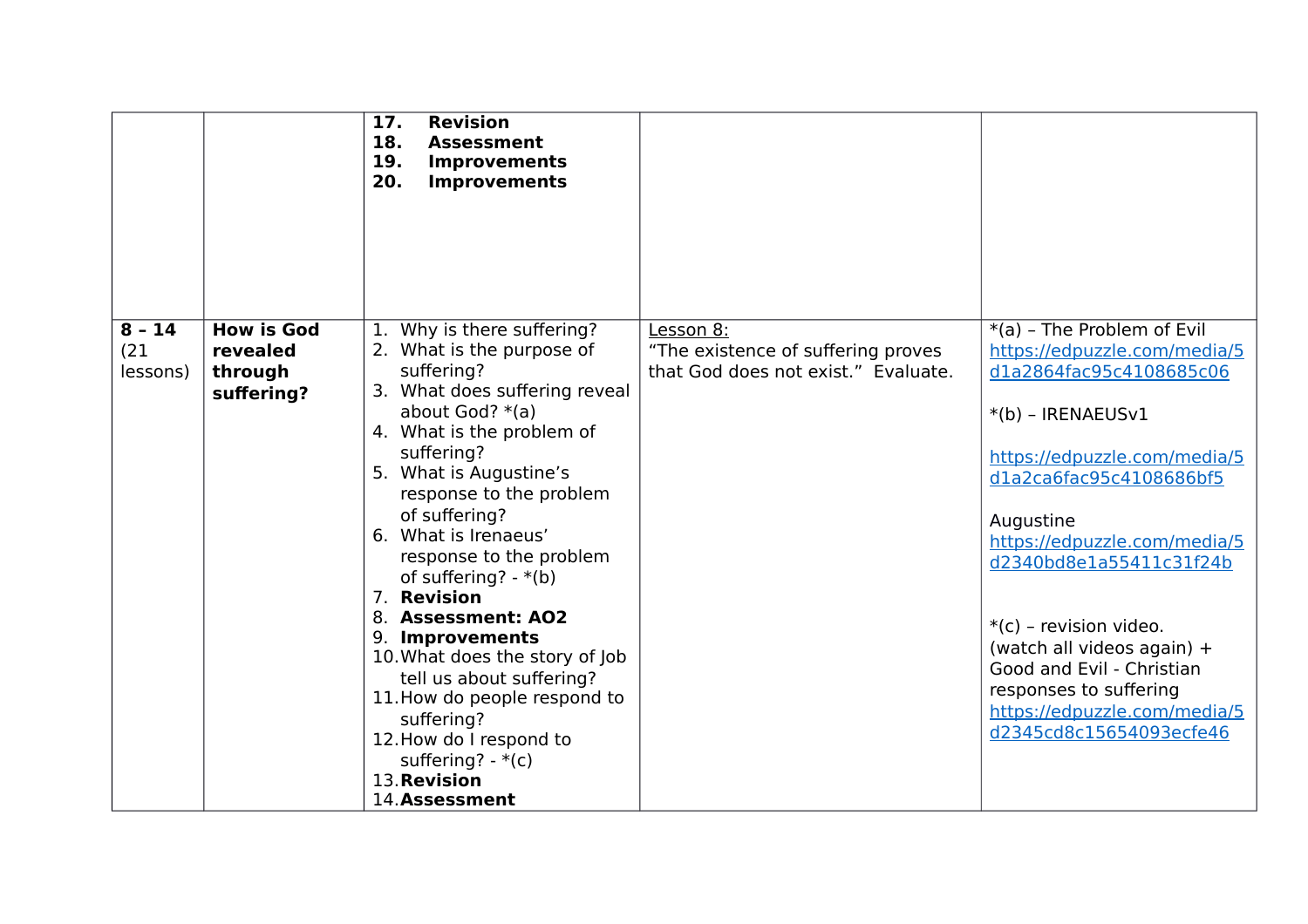| | | | | |
|---|---|---|---|---|
| | | **17. Revision**<br>**18. Assessment**<br>**19. Improvements**<br>**20. Improvements** | | |
| **8 – 14**<br>(21 lessons) | **How is God revealed through suffering?** | 1. Why is there suffering?<br>2. What is the purpose of suffering?<br>3. What does suffering reveal about God? *(a)<br>4. What is the problem of suffering?<br>5. What is Augustine's response to the problem of suffering?<br>6. What is Irenaeus' response to the problem of suffering? - *(b)<br>7. **Revision**<br>8. **Assessment: AO2**<br>9. **Improvements**<br>10. What does the story of Job tell us about suffering?<br>11. How do people respond to suffering?<br>12. How do I respond to suffering? - *(c)<br>13. **Revision**<br>14. **Assessment** | <u>Lesson 8:</u><br>"The existence of suffering proves that God does not exist." Evaluate. | *(a) – The Problem of Evil<br>https://edpuzzle.com/media/5d1a2864fac95c4108685c06<br><br>*(b) – IRENAEUSv1<br><br>https://edpuzzle.com/media/5d1a2ca6fac95c4108686bf5<br><br>Augustine<br>https://edpuzzle.com/media/5d2340bd8e1a55411c31f24b<br><br>*(c) – revision video.<br>(watch all videos again) + Good and Evil - Christian responses to suffering<br>https://edpuzzle.com/media/5d2345cd8c15654093ecfe46 |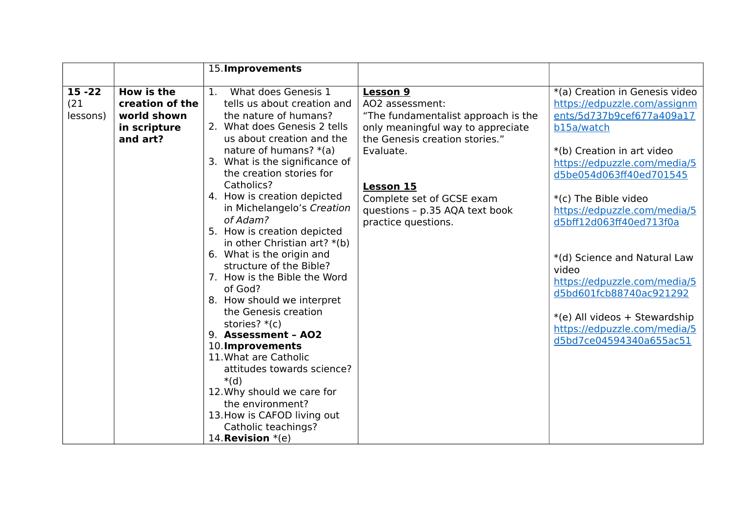| | | | | |
|---|---|---|---|---|
| | | 15. **Improvements** | | |
| **15 -22** (21 lessons) | **How is the creation of the world shown in scripture and art?** | 1. What does Genesis 1 tells us about creation and the nature of humans?<br>2. What does Genesis 2 tells us about creation and the nature of humans? *(a)<br>3. What is the significance of the creation stories for Catholics?<br>4. How is creation depicted in Michelangelo's *Creation of Adam?*<br>5. How is creation depicted in other Christian art? *(b)<br>6. What is the origin and structure of the Bible?<br>7. How is the Bible the Word of God?<br>8. How should we interpret the Genesis creation stories? *(c)<br>9. **Assessment – AO2**<br>10. **Improvements**<br>11. What are Catholic attitudes towards science? *(d)<br>12. Why should we care for the environment?<br>13. How is CAFOD living out Catholic teachings?<br>14. **Revision** *(e) | **Lesson 9**<br>AO2 assessment:<br>"The fundamentalist approach is the only meaningful way to appreciate the Genesis creation stories." Evaluate.<br><br>**Lesson 15**<br>Complete set of GCSE exam questions – p.35 AQA text book practice questions. | *(a) Creation in Genesis video https://edpuzzle.com/assignments/5d737b9cef677a409a17b15a/watch<br><br>*(b) Creation in art video https://edpuzzle.com/media/5d5be054d063ff40ed701545<br><br>*(c) The Bible video https://edpuzzle.com/media/5d5bff12d063ff40ed713f0a<br><br>*(d) Science and Natural Law video https://edpuzzle.com/media/5d5bd601fcb88740ac921292<br><br>*(e) All videos + Stewardship https://edpuzzle.com/media/5d5bd7ce04594340a655ac51 |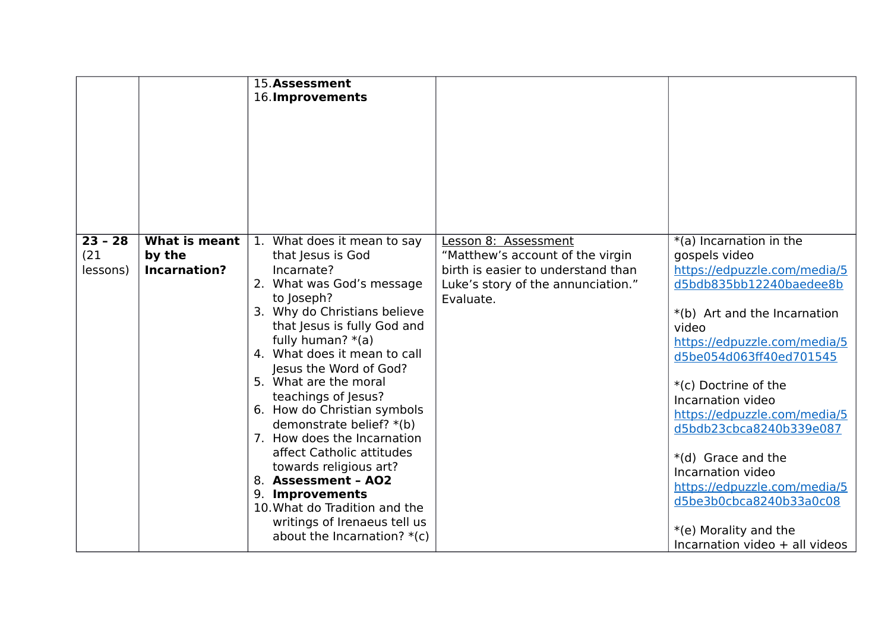| | | | | |
|---|---|---|---|---|
| | | 15. **Assessment**<br>16. **Improvements** | | |
| **23 – 28** (21 lessons) | **What is meant by the Incarnation?** | 1. What does it mean to say that Jesus is God Incarnate?<br>2. What was God's message to Joseph?<br>3. Why do Christians believe that Jesus is fully God and fully human? *(a)<br>4. What does it mean to call Jesus the Word of God?<br>5. What are the moral teachings of Jesus?<br>6. How do Christian symbols demonstrate belief? *(b)<br>7. How does the Incarnation affect Catholic attitudes towards religious art?<br>8. **Assessment – AO2**<br>9. **Improvements**<br>10. What do Tradition and the writings of Irenaeus tell us about the Incarnation? *(c) | Lesson 8: Assessment<br>"Matthew's account of the virgin birth is easier to understand than Luke's story of the annunciation." Evaluate. | *(a) Incarnation in the gospels video https://edpuzzle.com/media/5d5bdb835bb12240baedee8b<br><br>*(b) Art and the Incarnation video https://edpuzzle.com/media/5d5be054d063ff40ed701545<br><br>*(c) Doctrine of the Incarnation video https://edpuzzle.com/media/5d5bdb23cbca8240b339e087<br><br>*(d) Grace and the Incarnation video https://edpuzzle.com/media/5d5be3b0cbca8240b33a0c08<br><br>*(e) Morality and the Incarnation video + all videos |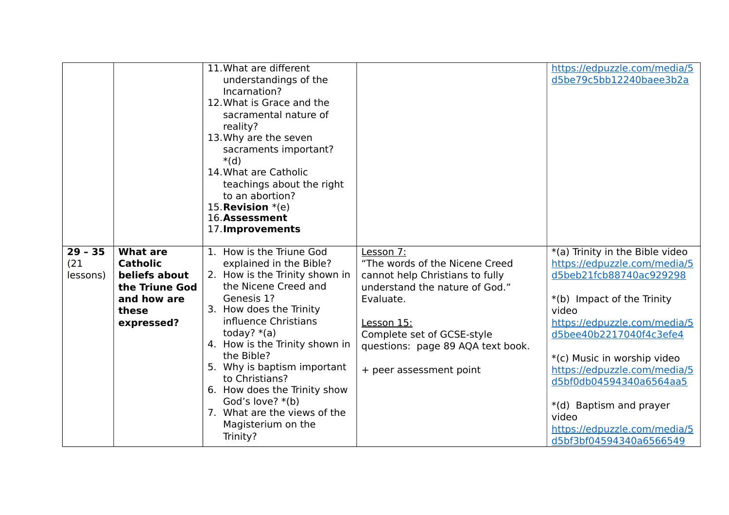| | | | | |
|---|---|---|---|---|
| | | 11. What are different understandings of the Incarnation?<br>12. What is Grace and the sacramental nature of reality?<br>13. Why are the seven sacraments important? *(d)<br>14. What are Catholic teachings about the right to an abortion?<br>15. **Revision** *(e)<br>16. **Assessment**<br>17. **Improvements** | | https://edpuzzle.com/media/5d5be79c5bb12240baee3b2a |
| **29 – 35** (21 lessons) | **What are Catholic beliefs about the Triune God and how are these expressed?** | 1. How is the Triune God explained in the Bible?<br>2. How is the Trinity shown in the Nicene Creed and Genesis 1?<br>3. How does the Trinity influence Christians today? *(a)<br>4. How is the Trinity shown in the Bible?<br>5. Why is baptism important to Christians?<br>6. How does the Trinity show God's love? *(b)<br>7. What are the views of the Magisterium on the Trinity? | Lesson 7:<br>"The words of the Nicene Creed cannot help Christians to fully understand the nature of God." Evaluate.<br><br>Lesson 15:<br>Complete set of GCSE-style questions: page 89 AQA text book.<br><br>+ peer assessment point | *(a) Trinity in the Bible video https://edpuzzle.com/media/5d5beb21fcb88740ac929298<br><br>*(b) Impact of the Trinity video https://edpuzzle.com/media/5d5bee40b2217040f4c3efe4<br><br>*(c) Music in worship video https://edpuzzle.com/media/5d5bf0db04594340a6564aa5<br><br>*(d) Baptism and prayer video https://edpuzzle.com/media/5d5bf3bf04594340a6566549 |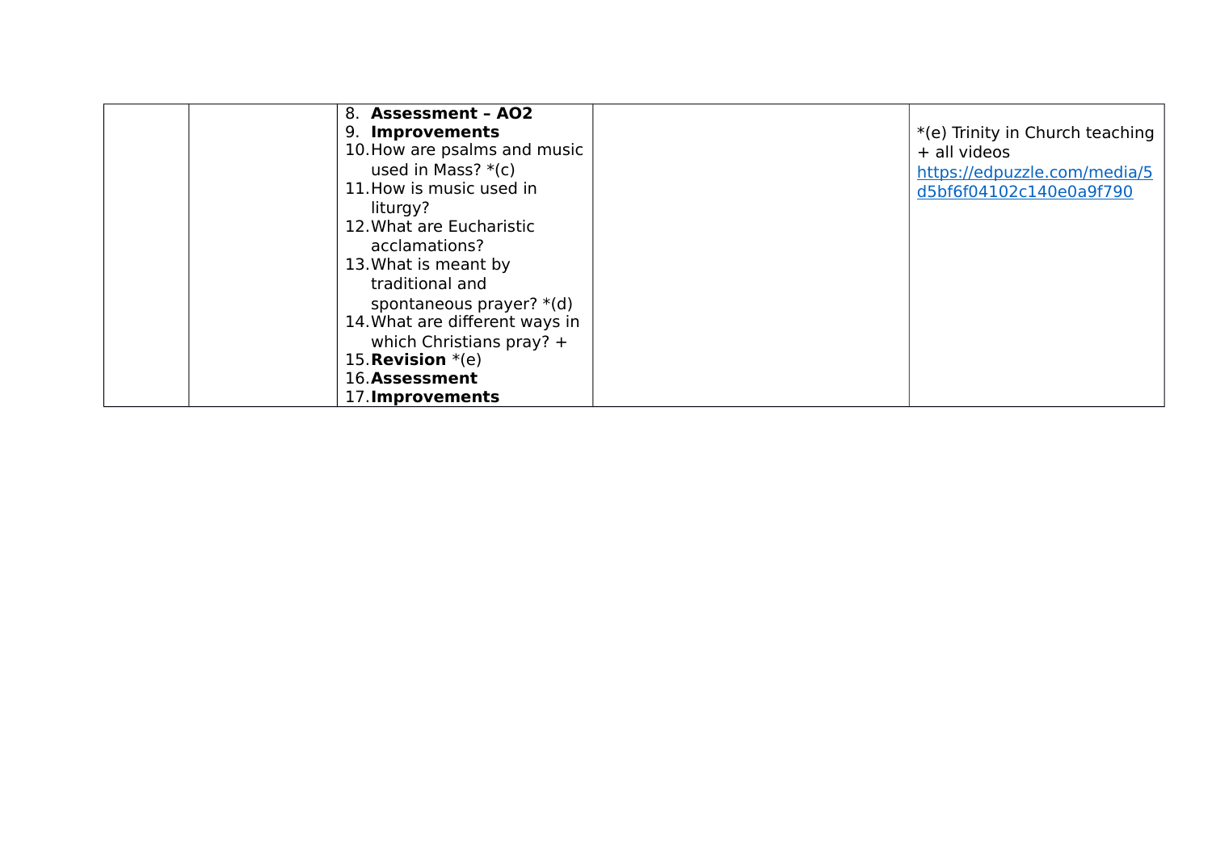| | | | | |
|---|---|---|---|---|
| | | 8. **Assessment – AO2**<br>9. **Improvements**<br>10. How are psalms and music used in Mass? *(c)<br>11. How is music used in liturgy?<br>12. What are Eucharistic acclamations?<br>13. What is meant by traditional and spontaneous prayer? *(d)<br>14. What are different ways in which Christians pray? +<br>15. **Revision** *(e)<br>16. **Assessment**<br>17. **Improvements** | | *(e) Trinity in Church teaching<br>+ all videos<br>https://edpuzzle.com/media/5d5bf6f04102c140e0a9f790 |